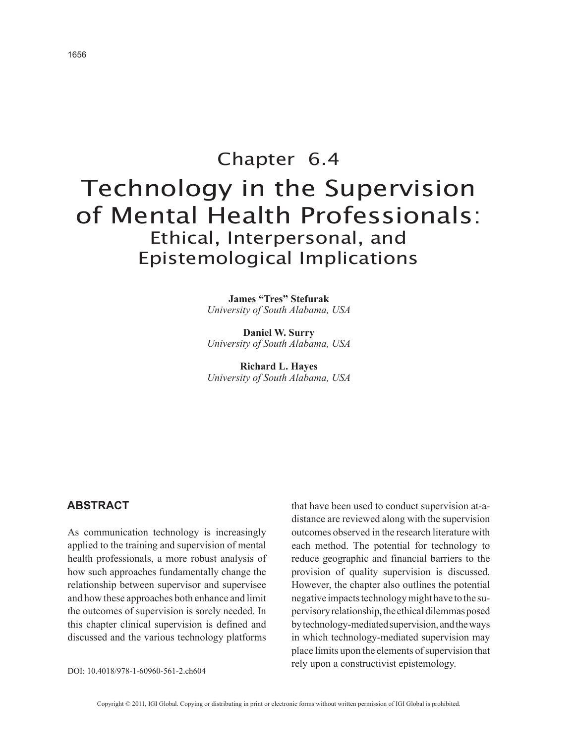# Chapter 6.4

# Technology in the Supervision of Mental Health Professionals: Ethical, Interpersonal, and Epistemological Implications

**James "Tres" Stefurak**
*University of South Alabama, USA*

**Daniel W. Surry**
*University of South Alabama, USA*

**Richard L. Hayes**
*University of South Alabama, USA*

## ABSTRACT

As communication technology is increasingly applied to the training and supervision of mental health professionals, a more robust analysis of how such approaches fundamentally change the relationship between supervisor and supervisee and how these approaches both enhance and limit the outcomes of supervision is sorely needed. In this chapter clinical supervision is defined and discussed and the various technology platforms that have been used to conduct supervision at-a-distance are reviewed along with the supervision outcomes observed in the research literature with each method. The potential for technology to reduce geographic and financial barriers to the provision of quality supervision is discussed. However, the chapter also outlines the potential negative impacts technology might have to the supervisory relationship, the ethical dilemmas posed by technology-mediated supervision, and the ways in which technology-mediated supervision may place limits upon the elements of supervision that rely upon a constructivist epistemology.

DOI: 10.4018/978-1-60960-561-2.ch604

Copyright © 2011, IGI Global. Copying or distributing in print or electronic forms without written permission of IGI Global is prohibited.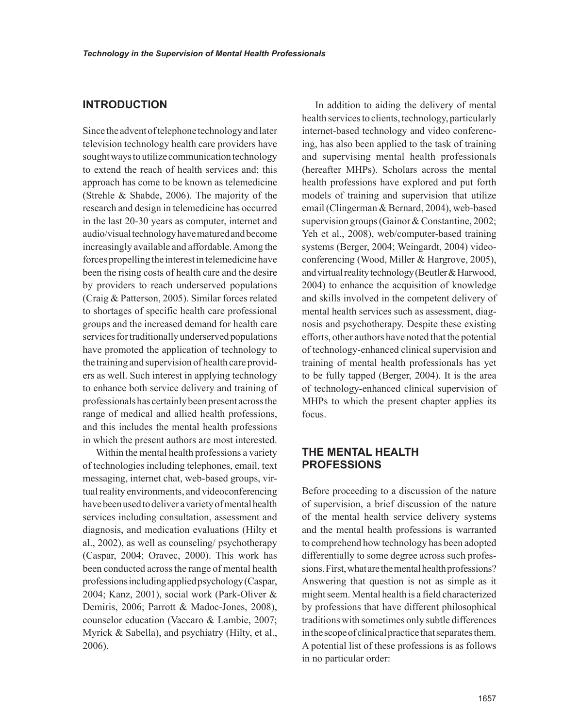## INTRODUCTION

Since the advent of telephone technology and later television technology health care providers have sought ways to utilize communication technology to extend the reach of health services and; this approach has come to be known as telemedicine (Strehle & Shabde, 2006). The majority of the research and design in telemedicine has occurred in the last 20-30 years as computer, internet and audio/visual technology have matured and become increasingly available and affordable. Among the forces propelling the interest in telemedicine have been the rising costs of health care and the desire by providers to reach underserved populations (Craig & Patterson, 2005). Similar forces related to shortages of specific health care professional groups and the increased demand for health care services for traditionally underserved populations have promoted the application of technology to the training and supervision of health care providers as well. Such interest in applying technology to enhance both service delivery and training of professionals has certainly been present across the range of medical and allied health professions, and this includes the mental health professions in which the present authors are most interested.

Within the mental health professions a variety of technologies including telephones, email, text messaging, internet chat, web-based groups, virtual reality environments, and videoconferencing have been used to deliver a variety of mental health services including consultation, assessment and diagnosis, and medication evaluations (Hilty et al., 2002), as well as counseling/ psychotherapy (Caspar, 2004; Oravec, 2000). This work has been conducted across the range of mental health professions including applied psychology (Caspar, 2004; Kanz, 2001), social work (Park-Oliver & Demiris, 2006; Parrott & Madoc-Jones, 2008), counselor education (Vaccaro & Lambie, 2007; Myrick & Sabella), and psychiatry (Hilty, et al., 2006).

In addition to aiding the delivery of mental health services to clients, technology, particularly internet-based technology and video conferencing, has also been applied to the task of training and supervising mental health professionals (hereafter MHPs). Scholars across the mental health professions have explored and put forth models of training and supervision that utilize email (Clingerman & Bernard, 2004), web-based supervision groups (Gainor & Constantine, 2002; Yeh et al., 2008), web/computer-based training systems (Berger, 2004; Weingardt, 2004) video-conferencing (Wood, Miller & Hargrove, 2005), and virtual reality technology (Beutler & Harwood, 2004) to enhance the acquisition of knowledge and skills involved in the competent delivery of mental health services such as assessment, diagnosis and psychotherapy. Despite these existing efforts, other authors have noted that the potential of technology-enhanced clinical supervision and training of mental health professionals has yet to be fully tapped (Berger, 2004). It is the area of technology-enhanced clinical supervision of MHPs to which the present chapter applies its focus.

## THE MENTAL HEALTH PROFESSIONS

Before proceeding to a discussion of the nature of supervision, a brief discussion of the nature of the mental health service delivery systems and the mental health professions is warranted to comprehend how technology has been adopted differentially to some degree across such professions. First, what are the mental health professions? Answering that question is not as simple as it might seem. Mental health is a field characterized by professions that have different philosophical traditions with sometimes only subtle differences in the scope of clinical practice that separates them. A potential list of these professions is as follows in no particular order: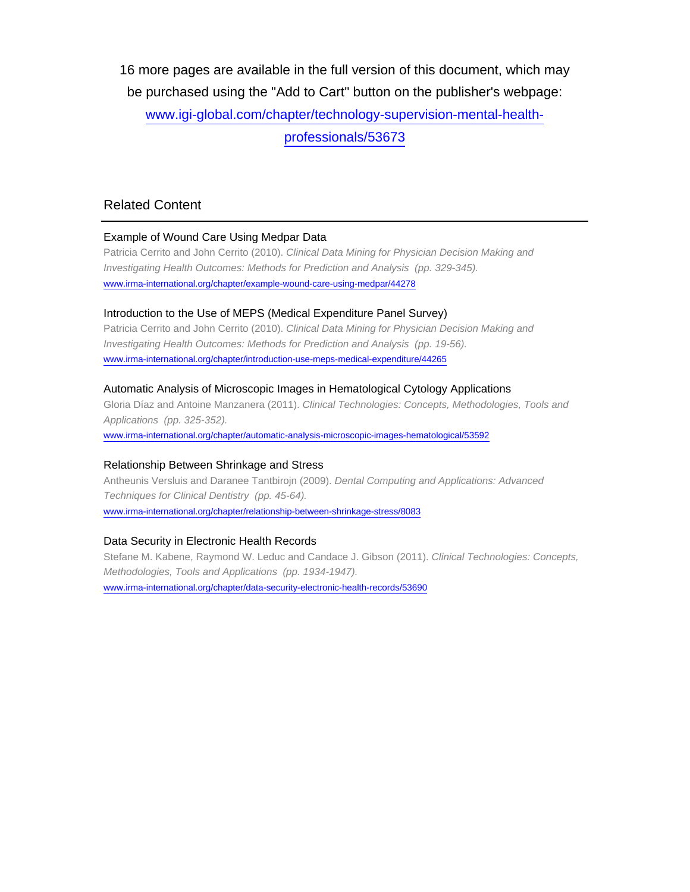16 more pages are available in the full version of this document, which may be purchased using the "Add to Cart" button on the publisher's webpage: [www.igi-global.com/chapter/technology-supervision-mental-health-professionals/53673](www.igi-global.com/chapter/technology-supervision-mental-health-professionals/53673)

## Related Content

### Example of Wound Care Using Medpar Data

Patricia Cerrito and John Cerrito (2010). *Clinical Data Mining for Physician Decision Making and Investigating Health Outcomes: Methods for Prediction and Analysis (pp. 329-345).*

[www.irma-international.org/chapter/example-wound-care-using-medpar/44278](www.irma-international.org/chapter/example-wound-care-using-medpar/44278)

### Introduction to the Use of MEPS (Medical Expenditure Panel Survey)

Patricia Cerrito and John Cerrito (2010). *Clinical Data Mining for Physician Decision Making and Investigating Health Outcomes: Methods for Prediction and Analysis (pp. 19-56).*

[www.irma-international.org/chapter/introduction-use-meps-medical-expenditure/44265](www.irma-international.org/chapter/introduction-use-meps-medical-expenditure/44265)

### Automatic Analysis of Microscopic Images in Hematological Cytology Applications

Gloria Díaz and Antoine Manzanera (2011). *Clinical Technologies: Concepts, Methodologies, Tools and Applications (pp. 325-352).*

[www.irma-international.org/chapter/automatic-analysis-microscopic-images-hematological/53592](www.irma-international.org/chapter/automatic-analysis-microscopic-images-hematological/53592)

### Relationship Between Shrinkage and Stress

Antheunis Versluis and Daranee Tantbirojn (2009). *Dental Computing and Applications: Advanced Techniques for Clinical Dentistry (pp. 45-64).*

[www.irma-international.org/chapter/relationship-between-shrinkage-stress/8083](www.irma-international.org/chapter/relationship-between-shrinkage-stress/8083)

### Data Security in Electronic Health Records

Stefane M. Kabene, Raymond W. Leduc and Candace J. Gibson (2011). *Clinical Technologies: Concepts, Methodologies, Tools and Applications (pp. 1934-1947).*

[www.irma-international.org/chapter/data-security-electronic-health-records/53690](www.irma-international.org/chapter/data-security-electronic-health-records/53690)